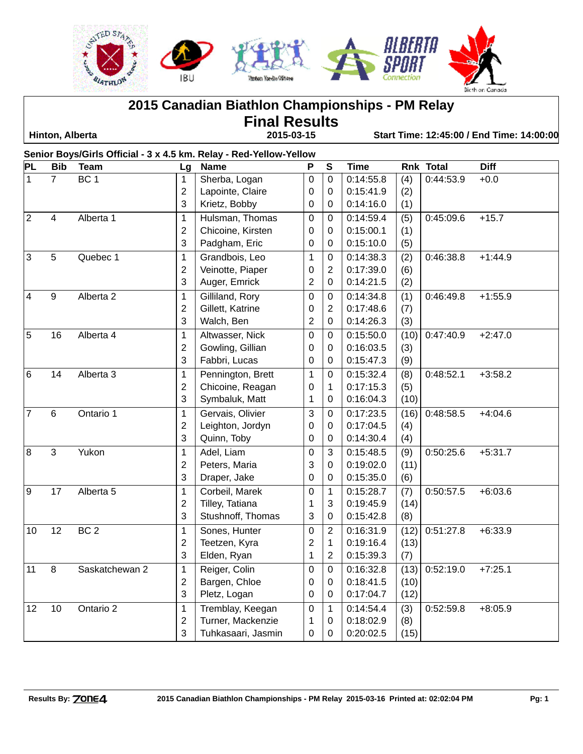# 2015 Canadian Biathlon Championships - PM Relay

## Final Results

**Hinton, Alberta** | **2015-03-15** | **Start Time: 12:45:00 / End Time: 14:00:00**

**Senior Boys/Girls Official - 3 x 4.5 km. Relay - Red-Yellow-Yellow**

| PL | Bib | Team | Lg | Name | P | S | Time | Rnk | Total | Diff |
|---|---|---|---|---|---|---|---|---|---|---|
| 1 | 7 | BC 1 | 1 | Sherba, Logan | 0 | 0 | 0:14:55.8 | (4) | 0:44:53.9 | +0.0 |
| | | | 2 | Lapointe, Claire | 0 | 0 | 0:15:41.9 | (2) | | |
| | | | 3 | Krietz, Bobby | 0 | 0 | 0:14:16.0 | (1) | | |
| 2 | 4 | Alberta 1 | 1 | Hulsman, Thomas | 0 | 0 | 0:14:59.4 | (5) | 0:45:09.6 | +15.7 |
| | | | 2 | Chicoine, Kirsten | 0 | 0 | 0:15:00.1 | (1) | | |
| | | | 3 | Padgham, Eric | 0 | 0 | 0:15:10.0 | (5) | | |
| 3 | 5 | Quebec 1 | 1 | Grandbois, Leo | 1 | 0 | 0:14:38.3 | (2) | 0:46:38.8 | +1:44.9 |
| | | | 2 | Veinotte, Piaper | 0 | 2 | 0:17:39.0 | (6) | | |
| | | | 3 | Auger, Emrick | 2 | 0 | 0:14:21.5 | (2) | | |
| 4 | 9 | Alberta 2 | 1 | Gilliland, Rory | 0 | 0 | 0:14:34.8 | (1) | 0:46:49.8 | +1:55.9 |
| | | | 2 | Gillett, Katrine | 0 | 2 | 0:17:48.6 | (7) | | |
| | | | 3 | Walch, Ben | 2 | 0 | 0:14:26.3 | (3) | | |
| 5 | 16 | Alberta 4 | 1 | Altwasser, Nick | 0 | 0 | 0:15:50.0 | (10) | 0:47:40.9 | +2:47.0 |
| | | | 2 | Gowling, Gillian | 0 | 0 | 0:16:03.5 | (3) | | |
| | | | 3 | Fabbri, Lucas | 0 | 0 | 0:15:47.3 | (9) | | |
| 6 | 14 | Alberta 3 | 1 | Pennington, Brett | 1 | 0 | 0:15:32.4 | (8) | 0:48:52.1 | +3:58.2 |
| | | | 2 | Chicoine, Reagan | 0 | 1 | 0:17:15.3 | (5) | | |
| | | | 3 | Symbaluk, Matt | 1 | 0 | 0:16:04.3 | (10) | | |
| 7 | 6 | Ontario 1 | 1 | Gervais, Olivier | 3 | 0 | 0:17:23.5 | (16) | 0:48:58.5 | +4:04.6 |
| | | | 2 | Leighton, Jordyn | 0 | 0 | 0:17:04.5 | (4) | | |
| | | | 3 | Quinn, Toby | 0 | 0 | 0:14:30.4 | (4) | | |
| 8 | 3 | Yukon | 1 | Adel, Liam | 0 | 3 | 0:15:48.5 | (9) | 0:50:25.6 | +5:31.7 |
| | | | 2 | Peters, Maria | 3 | 0 | 0:19:02.0 | (11) | | |
| | | | 3 | Draper, Jake | 0 | 0 | 0:15:35.0 | (6) | | |
| 9 | 17 | Alberta 5 | 1 | Corbeil, Marek | 0 | 1 | 0:15:28.7 | (7) | 0:50:57.5 | +6:03.6 |
| | | | 2 | Tilley, Tatiana | 1 | 3 | 0:19:45.9 | (14) | | |
| | | | 3 | Stushnoff, Thomas | 3 | 0 | 0:15:42.8 | (8) | | |
| 10 | 12 | BC 2 | 1 | Sones, Hunter | 0 | 2 | 0:16:31.9 | (12) | 0:51:27.8 | +6:33.9 |
| | | | 2 | Teetzen, Kyra | 2 | 1 | 0:19:16.4 | (13) | | |
| | | | 3 | Elden, Ryan | 1 | 2 | 0:15:39.3 | (7) | | |
| 11 | 8 | Saskatchewan 2 | 1 | Reiger, Colin | 0 | 0 | 0:16:32.8 | (13) | 0:52:19.0 | +7:25.1 |
| | | | 2 | Bargen, Chloe | 0 | 0 | 0:18:41.5 | (10) | | |
| | | | 3 | Pletz, Logan | 0 | 0 | 0:17:04.7 | (12) | | |
| 12 | 10 | Ontario 2 | 1 | Tremblay, Keegan | 0 | 1 | 0:14:54.4 | (3) | 0:52:59.8 | +8:05.9 |
| | | | 2 | Turner, Mackenzie | 1 | 0 | 0:18:02.9 | (8) | | |
| | | | 3 | Tuhkasaari, Jasmin | 0 | 0 | 0:20:02.5 | (15) | | |

Results By: Zone4 — 2015 Canadian Biathlon Championships - PM Relay 2015-03-16 Printed at: 02:02:04 PM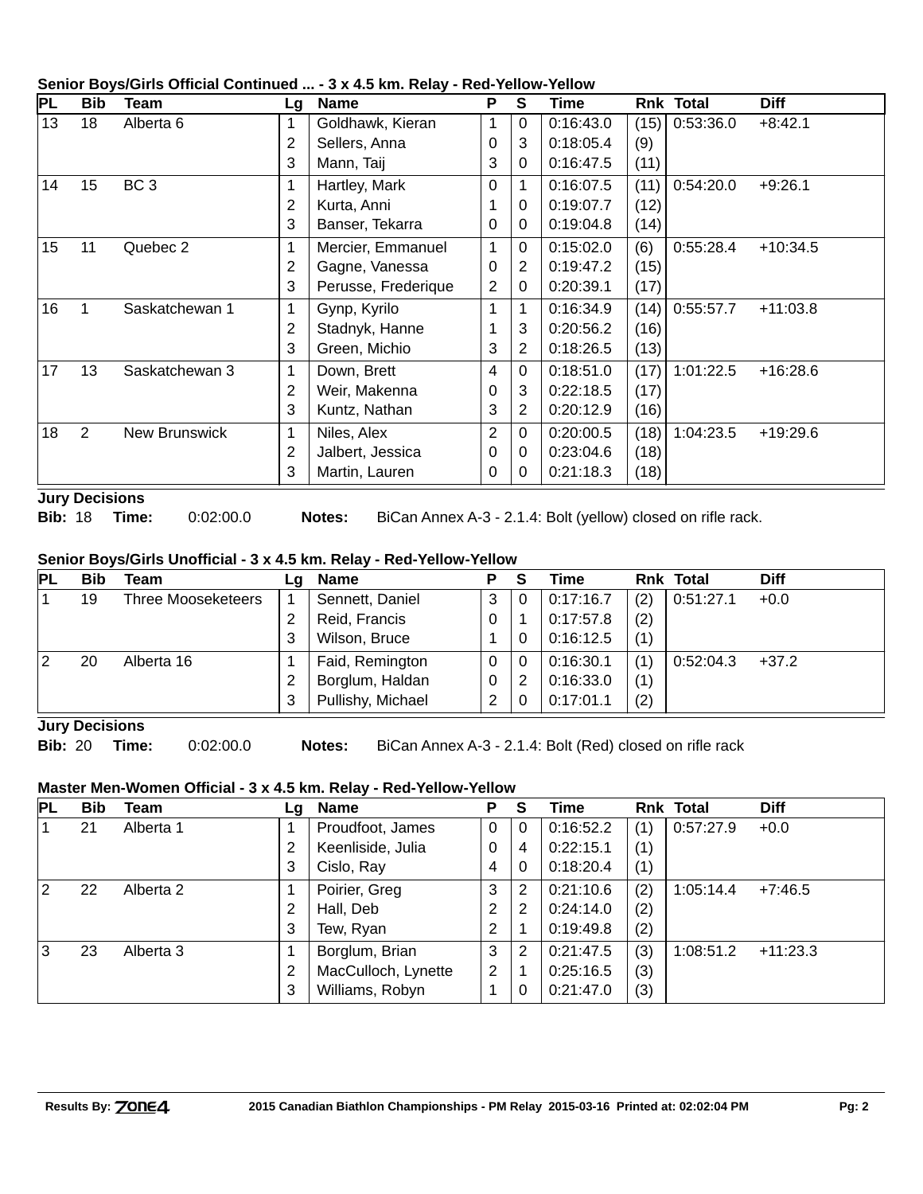### Senior Boys/Girls Official Continued ... - 3 x 4.5 km. Relay - Red-Yellow-Yellow

| PL | Bib | Team | Lg | Name | P | S | Time | Rnk | Total | Diff |
|---|---|---|---|---|---|---|---|---|---|---|
| 13 | 18 | Alberta 6 | 1 | Goldhawk, Kieran | 1 | 0 | 0:16:43.0 | (15) | 0:53:36.0 | +8:42.1 |
| | | | 2 | Sellers, Anna | 0 | 3 | 0:18:05.4 | (9) | | |
| | | | 3 | Mann, Taij | 3 | 0 | 0:16:47.5 | (11) | | |
| 14 | 15 | BC 3 | 1 | Hartley, Mark | 0 | 1 | 0:16:07.5 | (11) | 0:54:20.0 | +9:26.1 |
| | | | 2 | Kurta, Anni | 1 | 0 | 0:19:07.7 | (12) | | |
| | | | 3 | Banser, Tekarra | 0 | 0 | 0:19:04.8 | (14) | | |
| 15 | 11 | Quebec 2 | 1 | Mercier, Emmanuel | 1 | 0 | 0:15:02.0 | (6) | 0:55:28.4 | +10:34.5 |
| | | | 2 | Gagne, Vanessa | 0 | 2 | 0:19:47.2 | (15) | | |
| | | | 3 | Perusse, Frederique | 2 | 0 | 0:20:39.1 | (17) | | |
| 16 | 1 | Saskatchewan 1 | 1 | Gynp, Kyrilo | 1 | 1 | 0:16:34.9 | (14) | 0:55:57.7 | +11:03.8 |
| | | | 2 | Stadnyk, Hanne | 1 | 3 | 0:20:56.2 | (16) | | |
| | | | 3 | Green, Michio | 3 | 2 | 0:18:26.5 | (13) | | |
| 17 | 13 | Saskatchewan 3 | 1 | Down, Brett | 4 | 0 | 0:18:51.0 | (17) | 1:01:22.5 | +16:28.6 |
| | | | 2 | Weir, Makenna | 0 | 3 | 0:22:18.5 | (17) | | |
| | | | 3 | Kuntz, Nathan | 3 | 2 | 0:20:12.9 | (16) | | |
| 18 | 2 | New Brunswick | 1 | Niles, Alex | 2 | 0 | 0:20:00.5 | (18) | 1:04:23.5 | +19:29.6 |
| | | | 2 | Jalbert, Jessica | 0 | 0 | 0:23:04.6 | (18) | | |
| | | | 3 | Martin, Lauren | 0 | 0 | 0:21:18.3 | (18) | | |

**Jury Decisions**

**Bib:** 18 **Time:** 0:02:00.0 **Notes:** BiCan Annex A-3 - 2.1.4: Bolt (yellow) closed on rifle rack.

### Senior Boys/Girls Unofficial - 3 x 4.5 km. Relay - Red-Yellow-Yellow

| PL | Bib | Team | Lg | Name | P | S | Time | Rnk | Total | Diff |
|---|---|---|---|---|---|---|---|---|---|---|
| 1 | 19 | Three Mooseketeers | 1 | Sennett, Daniel | 3 | 0 | 0:17:16.7 | (2) | 0:51:27.1 | +0.0 |
| | | | 2 | Reid, Francis | 0 | 1 | 0:17:57.8 | (2) | | |
| | | | 3 | Wilson, Bruce | 1 | 0 | 0:16:12.5 | (1) | | |
| 2 | 20 | Alberta 16 | 1 | Faid, Remington | 0 | 0 | 0:16:30.1 | (1) | 0:52:04.3 | +37.2 |
| | | | 2 | Borglum, Haldan | 0 | 2 | 0:16:33.0 | (1) | | |
| | | | 3 | Pullishy, Michael | 2 | 0 | 0:17:01.1 | (2) | | |

**Jury Decisions**

**Bib:** 20 **Time:** 0:02:00.0 **Notes:** BiCan Annex A-3 - 2.1.4: Bolt (Red) closed on rifle rack

### Master Men-Women Official - 3 x 4.5 km. Relay - Red-Yellow-Yellow

| PL | Bib | Team | Lg | Name | P | S | Time | Rnk | Total | Diff |
|---|---|---|---|---|---|---|---|---|---|---|
| 1 | 21 | Alberta 1 | 1 | Proudfoot, James | 0 | 0 | 0:16:52.2 | (1) | 0:57:27.9 | +0.0 |
| | | | 2 | Keenliside, Julia | 0 | 4 | 0:22:15.1 | (1) | | |
| | | | 3 | Cislo, Ray | 4 | 0 | 0:18:20.4 | (1) | | |
| 2 | 22 | Alberta 2 | 1 | Poirier, Greg | 3 | 2 | 0:21:10.6 | (2) | 1:05:14.4 | +7:46.5 |
| | | | 2 | Hall, Deb | 2 | 2 | 0:24:14.0 | (2) | | |
| | | | 3 | Tew, Ryan | 2 | 1 | 0:19:49.8 | (2) | | |
| 3 | 23 | Alberta 3 | 1 | Borglum, Brian | 3 | 2 | 0:21:47.5 | (3) | 1:08:51.2 | +11:23.3 |
| | | | 2 | MacCulloch, Lynette | 2 | 1 | 0:25:16.5 | (3) | | |
| | | | 3 | Williams, Robyn | 1 | 0 | 0:21:47.0 | (3) | | |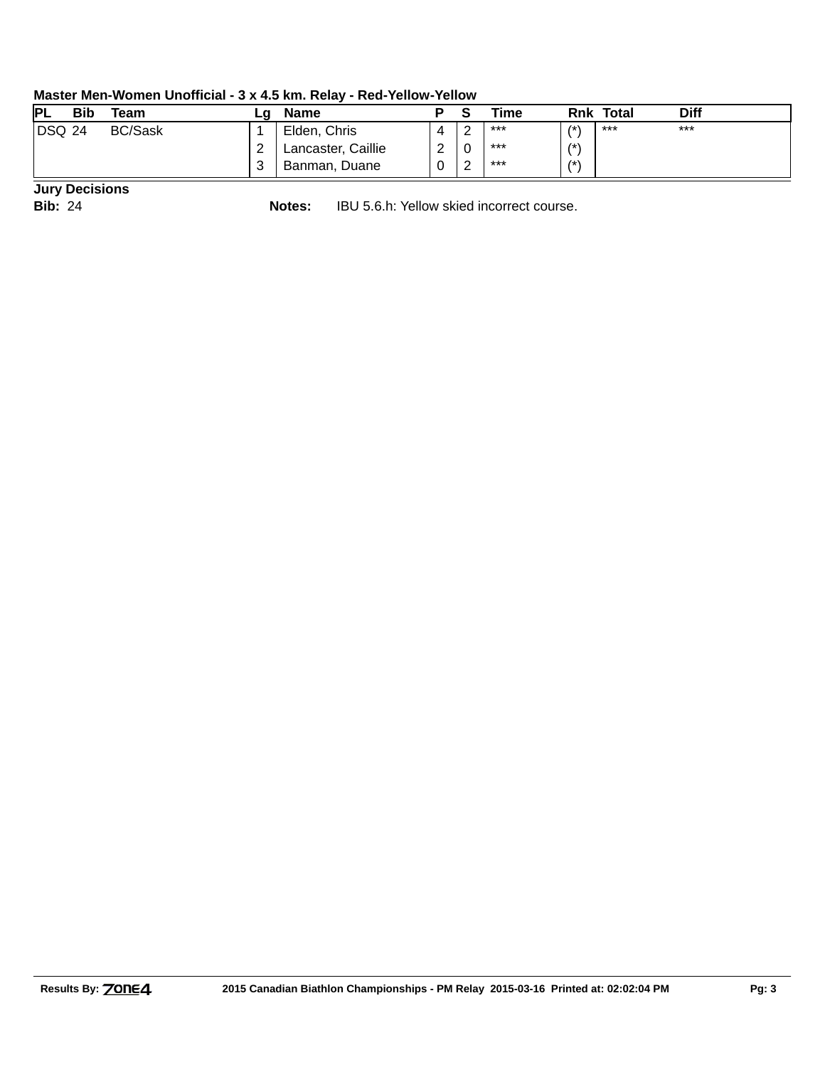**Master Men-Women Unofficial - 3 x 4.5 km. Relay - Red-Yellow-Yellow**

| PL | Bib | Team | Lg | Name | P | S | Time | Rnk | Total | Diff |
|---|---|---|---|---|---|---|---|---|---|---|
| DSQ | 24 | BC/Sask | 1 | Elden, Chris | 4 | 2 | *** | (*) | *** | *** |
| | | | 2 | Lancaster, Caillie | 2 | 0 | *** | (*) | | |
| | | | 3 | Banman, Duane | 0 | 2 | *** | (*) | | |

**Jury Decisions**

**Bib:** 24 **Notes:** IBU 5.6.h: Yellow skied incorrect course.

Results By: ZONE4 2015 Canadian Biathlon Championships - PM Relay 2015-03-16 Printed at: 02:02:04 PM